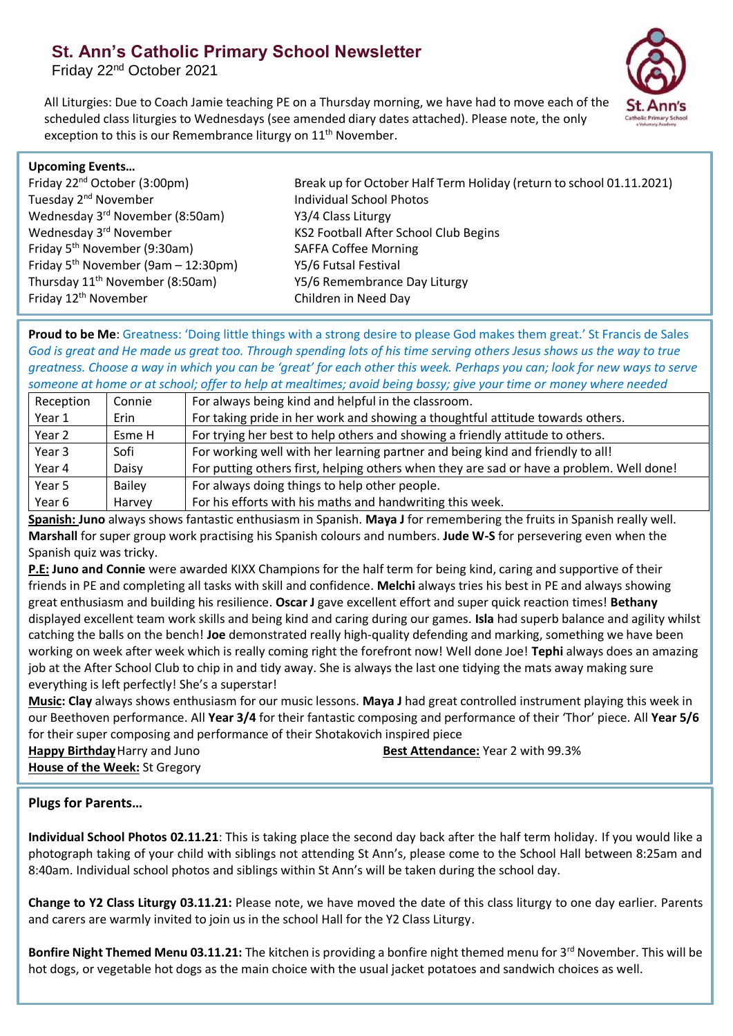# St. Ann's Catholic Primary School Newsletter

Friday 22nd October 2021

All Liturgies: Due to Coach Jamie teaching PE on a Thursday morning, we have had to move each of the scheduled class liturgies to Wednesdays (see amended diary dates attached). Please note, the only exception to this is our Remembrance liturgy on 11th November.

**Upcoming Events…**

| | |
|---|---|
| Friday 22nd October (3:00pm) | Break up for October Half Term Holiday (return to school 01.11.2021) |
| Tuesday 2nd November | Individual School Photos |
| Wednesday 3rd November (8:50am) | Y3/4 Class Liturgy |
| Wednesday 3rd November | KS2 Football After School Club Begins |
| Friday 5th November (9:30am) | SAFFA Coffee Morning |
| Friday 5th November (9am – 12:30pm) | Y5/6 Futsal Festival |
| Thursday 11th November (8:50am) | Y5/6 Remembrance Day Liturgy |
| Friday 12th November | Children in Need Day |

**Proud to be Me**: Greatness: 'Doing little things with a strong desire to please God makes them great.' St Francis de Sales
*God is great and He made us great too. Through spending lots of his time serving others Jesus shows us the way to true greatness. Choose a way in which you can be 'great' for each other this week. Perhaps you can; look for new ways to serve someone at home or at school; offer to help at mealtimes; avoid being bossy; give your time or money where needed*

| | | |
|---|---|---|
| Reception | Connie | For always being kind and helpful in the classroom. |
| Year 1 | Erin | For taking pride in her work and showing a thoughtful attitude towards others. |
| Year 2 | Esme H | For trying her best to help others and showing a friendly attitude to others. |
| Year 3 | Sofi | For working well with her learning partner and being kind and friendly to all! |
| Year 4 | Daisy | For putting others first, helping others when they are sad or have a problem. Well done! |
| Year 5 | Bailey | For always doing things to help other people. |
| Year 6 | Harvey | For his efforts with his maths and handwriting this week. |

**Spanish: Juno** always shows fantastic enthusiasm in Spanish. **Maya J** for remembering the fruits in Spanish really well. **Marshall** for super group work practising his Spanish colours and numbers. **Jude W-S** for persevering even when the Spanish quiz was tricky.

**P.E: Juno and Connie** were awarded KIXX Champions for the half term for being kind, caring and supportive of their friends in PE and completing all tasks with skill and confidence. **Melchi** always tries his best in PE and always showing great enthusiasm and building his resilience. **Oscar J** gave excellent effort and super quick reaction times! **Bethany** displayed excellent team work skills and being kind and caring during our games. **Isla** had superb balance and agility whilst catching the balls on the bench! **Joe** demonstrated really high-quality defending and marking, something we have been working on week after week which is really coming right the forefront now! Well done Joe! **Tephi** always does an amazing job at the After School Club to chip in and tidy away. She is always the last one tidying the mats away making sure everything is left perfectly! She's a superstar!

**Music: Clay** always shows enthusiasm for our music lessons. **Maya J** had great controlled instrument playing this week in our Beethoven performance. All **Year 3/4** for their fantastic composing and performance of their 'Thor' piece. All **Year 5/6** for their super composing and performance of their Shotakovich inspired piece

**Happy Birthday** Harry and Juno

**Best Attendance:** Year 2 with 99.3%

**House of the Week:** St Gregory

**Plugs for Parents…**

**Individual School Photos 02.11.21**: This is taking place the second day back after the half term holiday. If you would like a photograph taking of your child with siblings not attending St Ann's, please come to the School Hall between 8:25am and 8:40am. Individual school photos and siblings within St Ann's will be taken during the school day.

**Change to Y2 Class Liturgy 03.11.21:** Please note, we have moved the date of this class liturgy to one day earlier. Parents and carers are warmly invited to join us in the school Hall for the Y2 Class Liturgy.

**Bonfire Night Themed Menu 03.11.21:** The kitchen is providing a bonfire night themed menu for 3rd November. This will be hot dogs, or vegetable hot dogs as the main choice with the usual jacket potatoes and sandwich choices as well.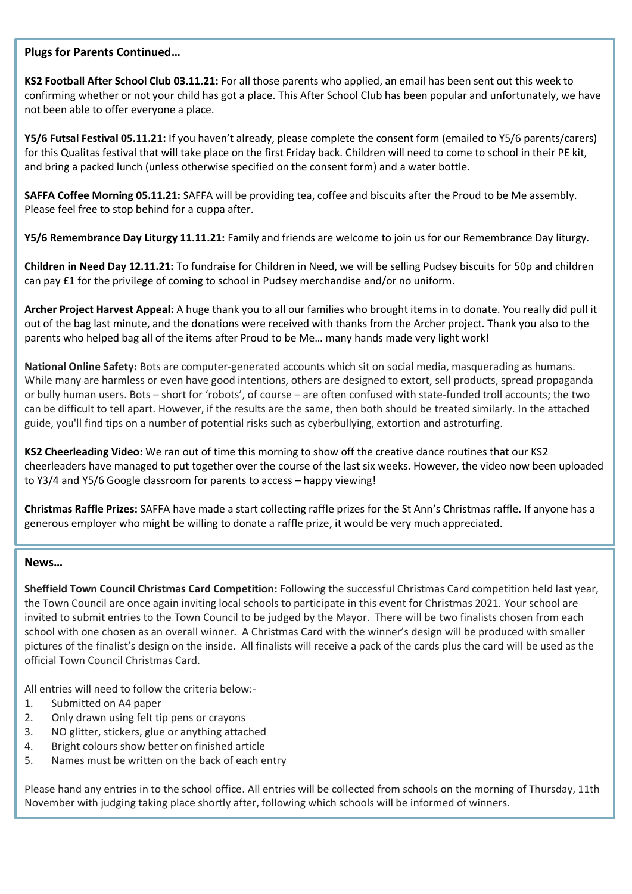## Plugs for Parents Continued…

**KS2 Football After School Club 03.11.21:** For all those parents who applied, an email has been sent out this week to confirming whether or not your child has got a place. This After School Club has been popular and unfortunately, we have not been able to offer everyone a place.

**Y5/6 Futsal Festival 05.11.21:** If you haven't already, please complete the consent form (emailed to Y5/6 parents/carers) for this Qualitas festival that will take place on the first Friday back. Children will need to come to school in their PE kit, and bring a packed lunch (unless otherwise specified on the consent form) and a water bottle.

**SAFFA Coffee Morning 05.11.21:** SAFFA will be providing tea, coffee and biscuits after the Proud to be Me assembly. Please feel free to stop behind for a cuppa after.

**Y5/6 Remembrance Day Liturgy 11.11.21:** Family and friends are welcome to join us for our Remembrance Day liturgy.

**Children in Need Day 12.11.21:** To fundraise for Children in Need, we will be selling Pudsey biscuits for 50p and children can pay £1 for the privilege of coming to school in Pudsey merchandise and/or no uniform.

**Archer Project Harvest Appeal:** A huge thank you to all our families who brought items in to donate. You really did pull it out of the bag last minute, and the donations were received with thanks from the Archer project. Thank you also to the parents who helped bag all of the items after Proud to be Me… many hands made very light work!

**National Online Safety:** Bots are computer-generated accounts which sit on social media, masquerading as humans. While many are harmless or even have good intentions, others are designed to extort, sell products, spread propaganda or bully human users. Bots – short for 'robots', of course – are often confused with state-funded troll accounts; the two can be difficult to tell apart. However, if the results are the same, then both should be treated similarly. In the attached guide, you'll find tips on a number of potential risks such as cyberbullying, extortion and astroturfing.

**KS2 Cheerleading Video:** We ran out of time this morning to show off the creative dance routines that our KS2 cheerleaders have managed to put together over the course of the last six weeks. However, the video now been uploaded to Y3/4 and Y5/6 Google classroom for parents to access – happy viewing!

**Christmas Raffle Prizes:** SAFFA have made a start collecting raffle prizes for the St Ann's Christmas raffle. If anyone has a generous employer who might be willing to donate a raffle prize, it would be very much appreciated.

## News…

**Sheffield Town Council Christmas Card Competition:** Following the successful Christmas Card competition held last year, the Town Council are once again inviting local schools to participate in this event for Christmas 2021. Your school are invited to submit entries to the Town Council to be judged by the Mayor. There will be two finalists chosen from each school with one chosen as an overall winner. A Christmas Card with the winner's design will be produced with smaller pictures of the finalist's design on the inside. All finalists will receive a pack of the cards plus the card will be used as the official Town Council Christmas Card.

All entries will need to follow the criteria below:-

1. Submitted on A4 paper
2. Only drawn using felt tip pens or crayons
3. NO glitter, stickers, glue or anything attached
4. Bright colours show better on finished article
5. Names must be written on the back of each entry

Please hand any entries in to the school office. All entries will be collected from schools on the morning of Thursday, 11th November with judging taking place shortly after, following which schools will be informed of winners.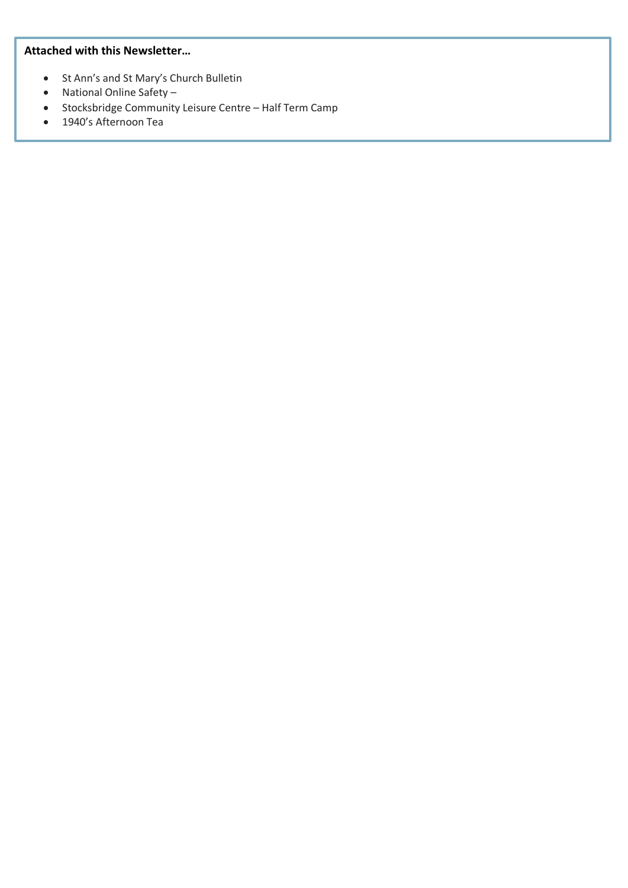**Attached with this Newsletter…**

- St Ann's and St Mary's Church Bulletin
- National Online Safety –
- Stocksbridge Community Leisure Centre – Half Term Camp
- 1940's Afternoon Tea